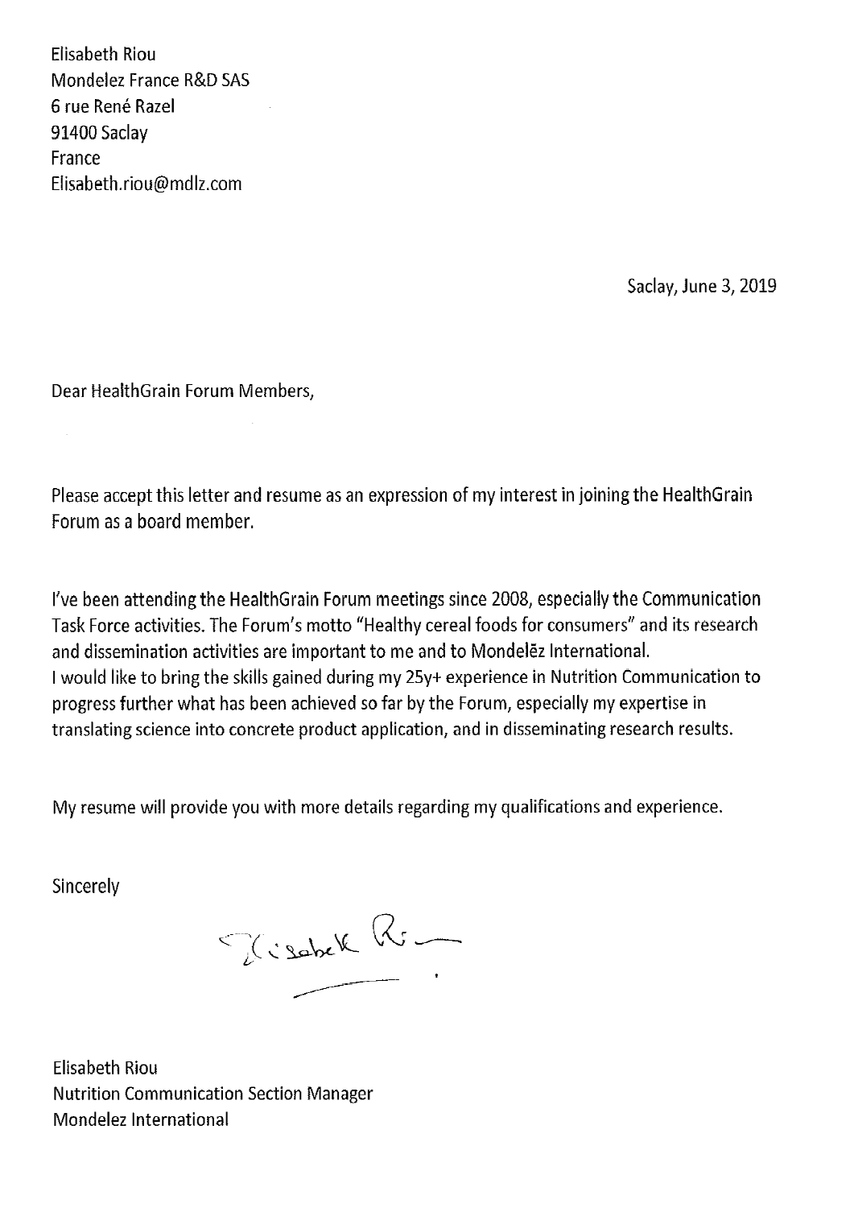Elisabeth Riou
Mondelez France R&D SAS
6 rue René Razel
91400 Saclay
France
Elisabeth.riou@mdlz.com

Saclay, June 3, 2019

Dear HealthGrain Forum Members,

Please accept this letter and resume as an expression of my interest in joining the HealthGrain Forum as a board member.

I've been attending the HealthGrain Forum meetings since 2008, especially the Communication Task Force activities. The Forum's motto "Healthy cereal foods for consumers" and its research and dissemination activities are important to me and to Mondelēz International.
I would like to bring the skills gained during my 25y+ experience in Nutrition Communication to progress further what has been achieved so far by the Forum, especially my expertise in translating science into concrete product application, and in disseminating research results.

My resume will provide you with more details regarding my qualifications and experience.

Sincerely

Elisabeth Riou
Nutrition Communication Section Manager
Mondelez International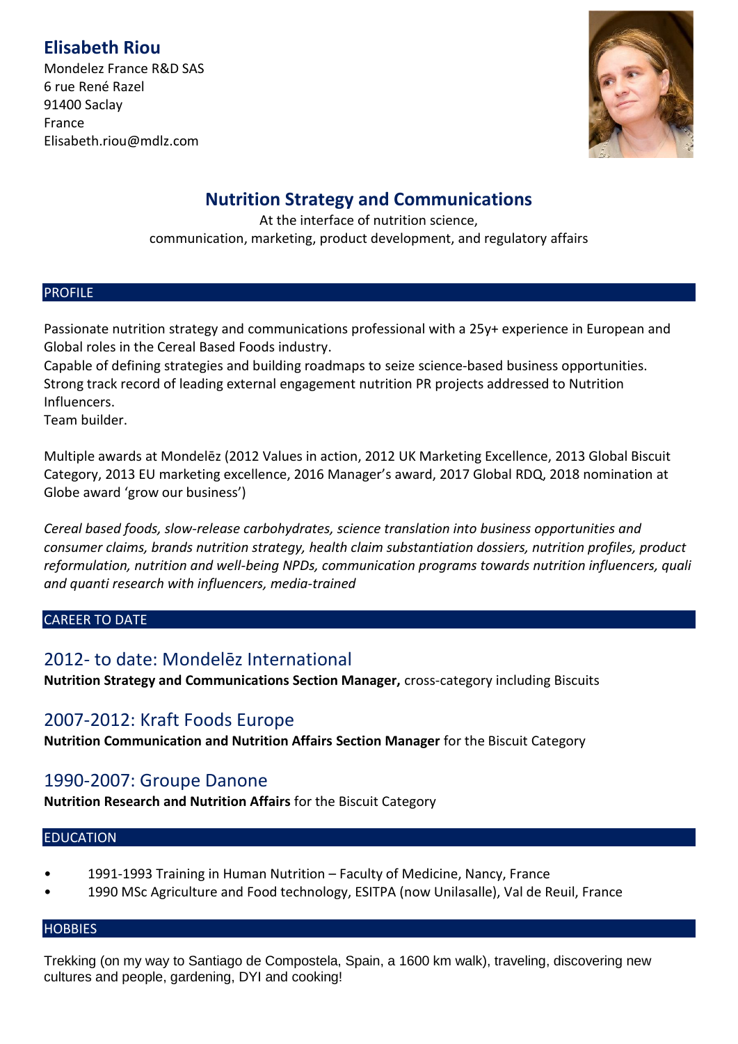# Elisabeth Riou

Mondelez France R&D SAS
6 rue René Razel
91400 Saclay
France
Elisabeth.riou@mdlz.com

## Nutrition Strategy and Communications

At the interface of nutrition science,
communication, marketing, product development, and regulatory affairs

### PROFILE

Passionate nutrition strategy and communications professional with a 25y+ experience in European and Global roles in the Cereal Based Foods industry.
Capable of defining strategies and building roadmaps to seize science-based business opportunities.
Strong track record of leading external engagement nutrition PR projects addressed to Nutrition Influencers.
Team builder.

Multiple awards at Mondelēz (2012 Values in action, 2012 UK Marketing Excellence, 2013 Global Biscuit Category, 2013 EU marketing excellence, 2016 Manager's award, 2017 Global RDQ, 2018 nomination at Globe award 'grow our business')

*Cereal based foods, slow-release carbohydrates, science translation into business opportunities and consumer claims, brands nutrition strategy, health claim substantiation dossiers, nutrition profiles, product reformulation, nutrition and well-being NPDs, communication programs towards nutrition influencers, quali and quanti research with influencers, media-trained*

### CAREER TO DATE

#### 2012- to date: Mondelēz International

**Nutrition Strategy and Communications Section Manager,** cross-category including Biscuits

#### 2007-2012: Kraft Foods Europe

**Nutrition Communication and Nutrition Affairs Section Manager** for the Biscuit Category

#### 1990-2007: Groupe Danone

**Nutrition Research and Nutrition Affairs** for the Biscuit Category

### EDUCATION

- 1991-1993 Training in Human Nutrition – Faculty of Medicine, Nancy, France
- 1990 MSc Agriculture and Food technology, ESITPA (now Unilasalle), Val de Reuil, France

### HOBBIES

Trekking (on my way to Santiago de Compostela, Spain, a 1600 km walk), traveling, discovering new cultures and people, gardening, DYI and cooking!